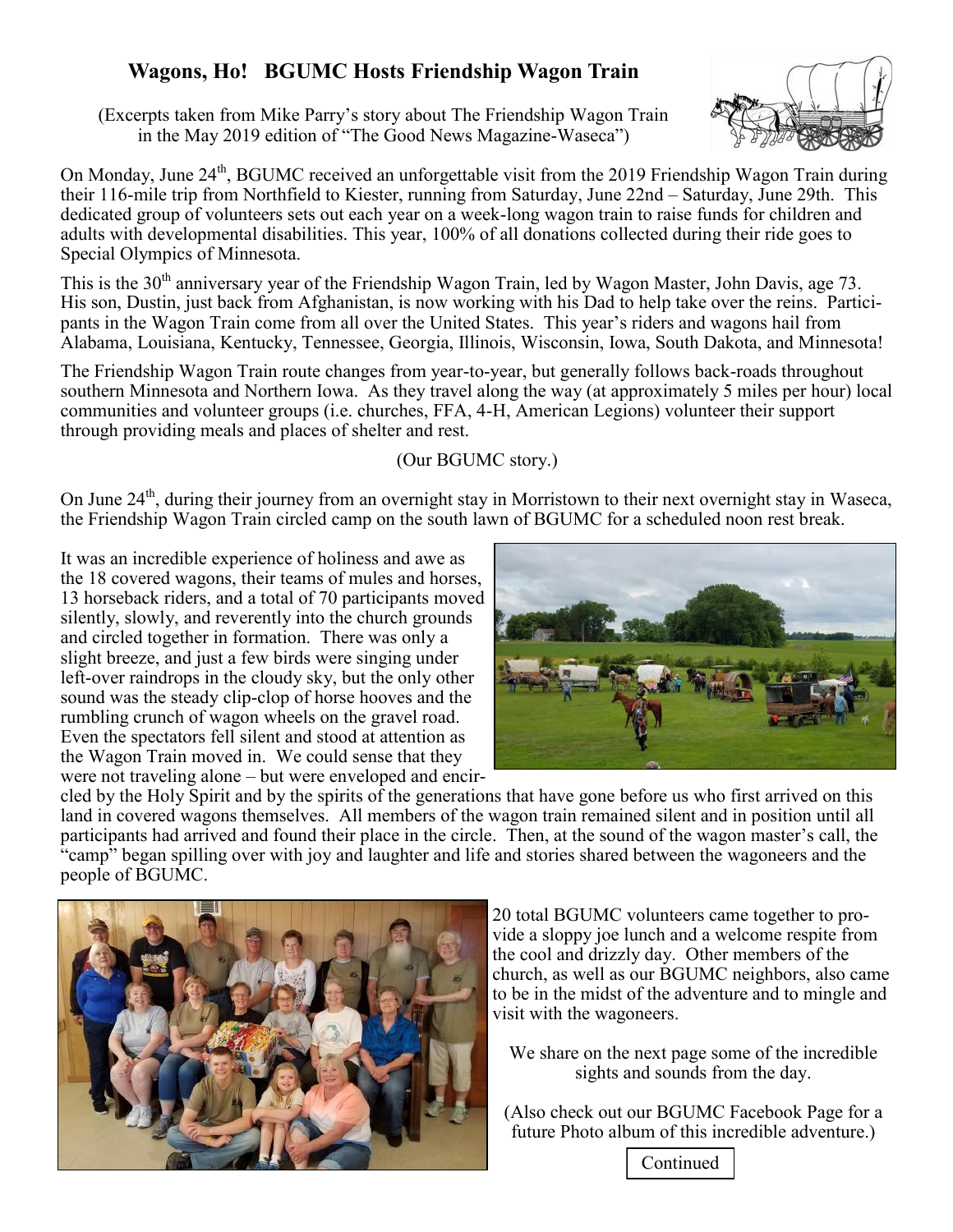# Wagons, Ho! BGUMC Hosts Friendship Wagon Train

(Excerpts taken from Mike Parry's story about The Friendship Wagon Train in the May 2019 edition of "The Good News Magazine-Waseca")

On Monday, June 24th, BGUMC received an unforgettable visit from the 2019 Friendship Wagon Train during their 116-mile trip from Northfield to Kiester, running from Saturday, June 22nd – Saturday, June 29th. This dedicated group of volunteers sets out each year on a week-long wagon train to raise funds for children and adults with developmental disabilities. This year, 100% of all donations collected during their ride goes to Special Olympics of Minnesota.

This is the 30th anniversary year of the Friendship Wagon Train, led by Wagon Master, John Davis, age 73. His son, Dustin, just back from Afghanistan, is now working with his Dad to help take over the reins. Participants in the Wagon Train come from all over the United States. This year's riders and wagons hail from Alabama, Louisiana, Kentucky, Tennessee, Georgia, Illinois, Wisconsin, Iowa, South Dakota, and Minnesota!

The Friendship Wagon Train route changes from year-to-year, but generally follows back-roads throughout southern Minnesota and Northern Iowa. As they travel along the way (at approximately 5 miles per hour) local communities and volunteer groups (i.e. churches, FFA, 4-H, American Legions) volunteer their support through providing meals and places of shelter and rest.

(Our BGUMC story.)

On June 24th, during their journey from an overnight stay in Morristown to their next overnight stay in Waseca, the Friendship Wagon Train circled camp on the south lawn of BGUMC for a scheduled noon rest break.

It was an incredible experience of holiness and awe as the 18 covered wagons, their teams of mules and horses, 13 horseback riders, and a total of 70 participants moved silently, slowly, and reverently into the church grounds and circled together in formation. There was only a slight breeze, and just a few birds were singing under left-over raindrops in the cloudy sky, but the only other sound was the steady clip-clop of horse hooves and the rumbling crunch of wagon wheels on the gravel road. Even the spectators fell silent and stood at attention as the Wagon Train moved in. We could sense that they were not traveling alone – but were enveloped and encircled by the Holy Spirit and by the spirits of the generations that have gone before us who first arrived on this land in covered wagons themselves. All members of the wagon train remained silent and in position until all participants had arrived and found their place in the circle. Then, at the sound of the wagon master's call, the "camp" began spilling over with joy and laughter and life and stories shared between the wagoneers and the people of BGUMC.

20 total BGUMC volunteers came together to provide a sloppy joe lunch and a welcome respite from the cool and drizzly day. Other members of the church, as well as our BGUMC neighbors, also came to be in the midst of the adventure and to mingle and visit with the wagoneers.

We share on the next page some of the incredible sights and sounds from the day.

(Also check out our BGUMC Facebook Page for a future Photo album of this incredible adventure.)

Continued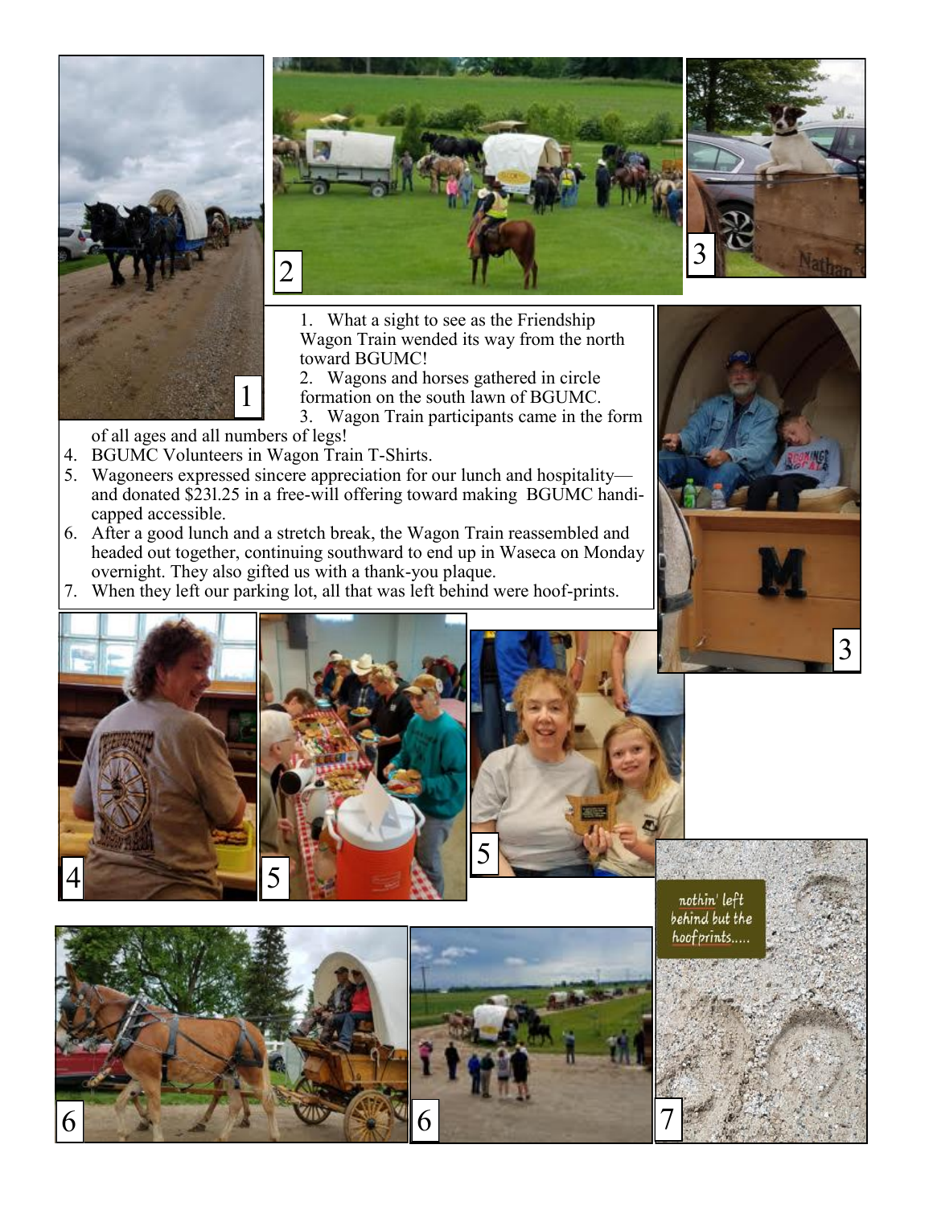1. What a sight to see as the Friendship Wagon Train wended its way from the north toward BGUMC!
2. Wagons and horses gathered in circle formation on the south lawn of BGUMC.
3. Wagon Train participants came in the form of all ages and all numbers of legs!
4. BGUMC Volunteers in Wagon Train T-Shirts.
5. Wagoneers expressed sincere appreciation for our lunch and hospitality—and donated $23l.25 in a free-will offering toward making BGUMC handi-capped accessible.
6. After a good lunch and a stretch break, the Wagon Train reassembled and headed out together, continuing southward to end up in Waseca on Monday overnight. They also gifted us with a thank-you plaque.
7. When they left our parking lot, all that was left behind were hoof-prints.